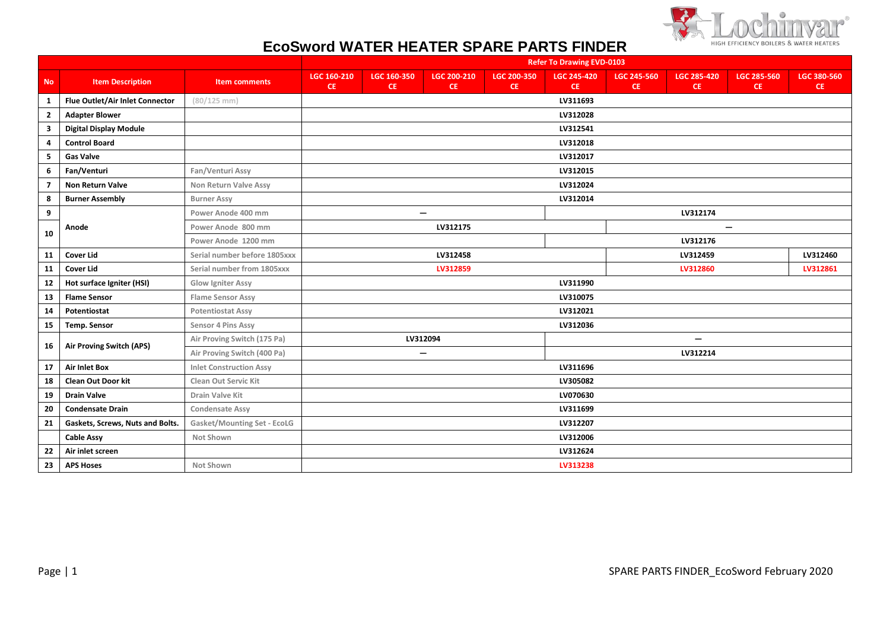# EcoSword WATER HEATER SPARE PARTS FINDER

| | | | Refer To Drawing EVD-0103 | | | | | | | | |
|---|---|---|---|---|---|---|---|---|---|---|---|
| **No** | **Item Description** | **Item comments** | **LGC 160-210 CE** | **LGC 160-350 CE** | **LGC 200-210 CE** | **LGC 200-350 CE** | **LGC 245-420 CE** | **LGC 245-560 CE** | **LGC 285-420 CE** | **LGC 285-560 CE** | **LGC 380-560 CE** |
| 1 | Flue Outlet/Air Inlet Connector | (80/125 mm) | LV311693 | | | | | | | | |
| 2 | Adapter Blower | | LV312028 | | | | | | | | |
| 3 | Digital Display Module | | LV312541 | | | | | | | | |
| 4 | Control Board | | LV312018 | | | | | | | | |
| 5 | Gas Valve | | LV312017 | | | | | | | | |
| 6 | Fan/Venturi | Fan/Venturi Assy | LV312015 | | | | | | | | |
| 7 | Non Return Valve | Non Return Valve Assy | LV312024 | | | | | | | | |
| 8 | Burner Assembly | Burner Assy | LV312014 | | | | | | | | |
| 9 | Anode | Power Anode 400 mm | — | | | | LV312174 | | | | |
| 10 | Anode | Power Anode 800 mm | LV312175 | | | | | — | | | |
| 10 | Anode | Power Anode 1200 mm | | | | | LV312176 | | | | |
| 11 | Cover Lid | Serial number before 1805xxx | LV312458 | | | | | LV312459 | | | LV312460 |
| 11 | Cover Lid | Serial number from 1805xxx | LV312859 | | | | | LV312860 | | | LV312861 |
| 12 | Hot surface Igniter (HSI) | Glow Igniter Assy | LV311990 | | | | | | | | |
| 13 | Flame Sensor | Flame Sensor Assy | LV310075 | | | | | | | | |
| 14 | Potentiostat | Potentiostat Assy | LV312021 | | | | | | | | |
| 15 | Temp. Sensor | Sensor 4 Pins Assy | LV312036 | | | | | | | | |
| 16 | Air Proving Switch (APS) | Air Proving Switch (175 Pa) | LV312094 | | | | — | | | | |
| 16 | Air Proving Switch (APS) | Air Proving Switch (400 Pa) | — | | | | LV312214 | | | | |
| 17 | Air Inlet Box | Inlet Construction Assy | LV311696 | | | | | | | | |
| 18 | Clean Out Door kit | Clean Out Servic Kit | LV305082 | | | | | | | | |
| 19 | Drain Valve | Drain Valve Kit | LV070630 | | | | | | | | |
| 20 | Condensate Drain | Condensate Assy | LV311699 | | | | | | | | |
| 21 | Gaskets, Screws, Nuts and Bolts. | Gasket/Mounting Set - EcoLG | LV312207 | | | | | | | | |
| | Cable Assy | Not Shown | LV312006 | | | | | | | | |
| 22 | Air inlet screen | | LV312624 | | | | | | | | |
| 23 | APS Hoses | Not Shown | LV313238 | | | | | | | | |

SPARE PARTS FINDER_EcoSword February 2020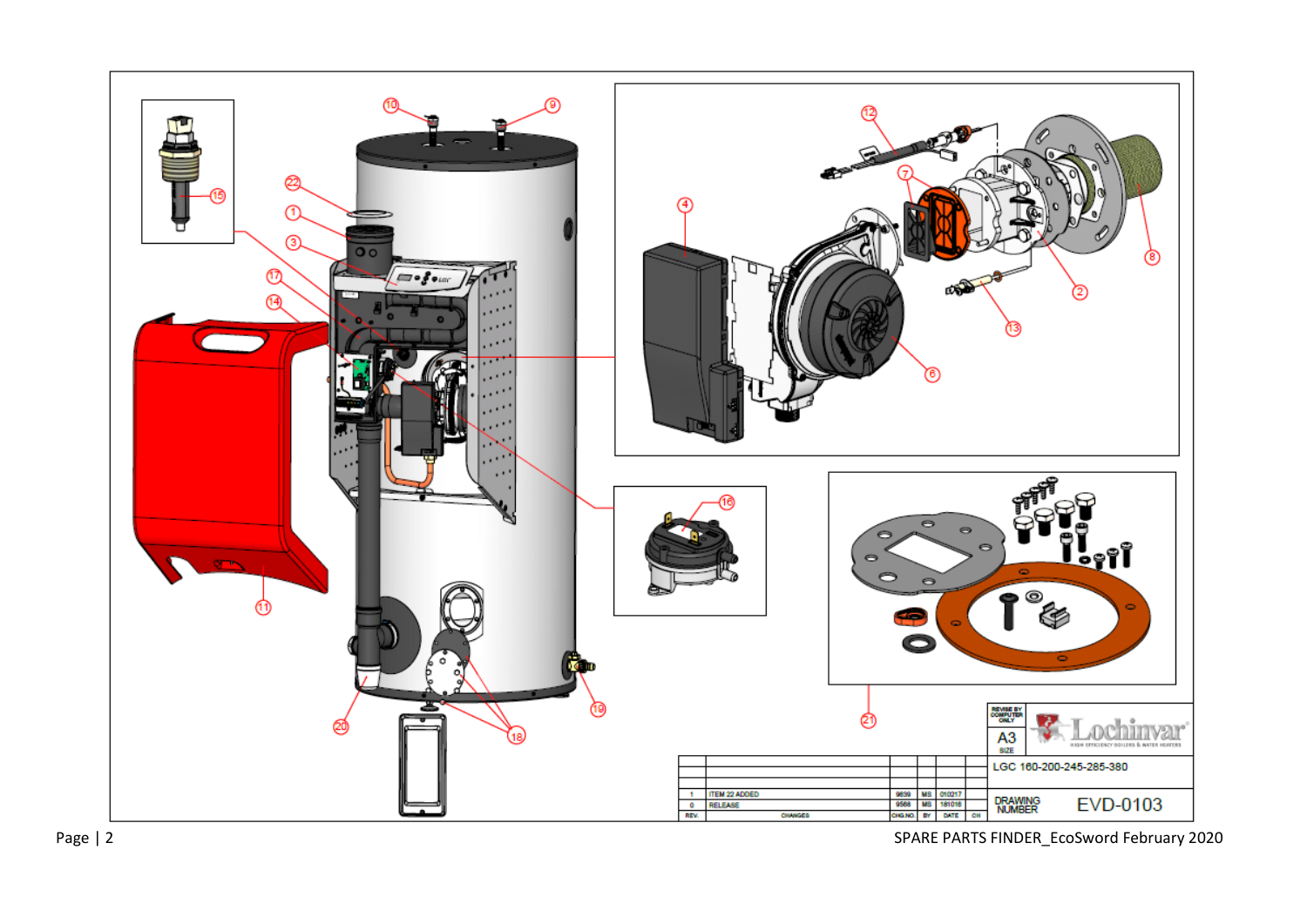| REV. | CHANGES | CHG.NO. | BY | DATE | CH |
| --- | --- | --- | --- | --- | --- |
| 1 | ITEM 22 ADDED | 9639 | MS | 010217 | |
| 0 | RELEASE | 9568 | MS | 181016 | |

REVISE BY COMPUTER ONLY

A3 SIZE

Lochinvar® HIGH EFFICIENCY BOILERS & WATER HEATERS

LGC 160-200-245-285-380

DRAWING NUMBER EVD-0103